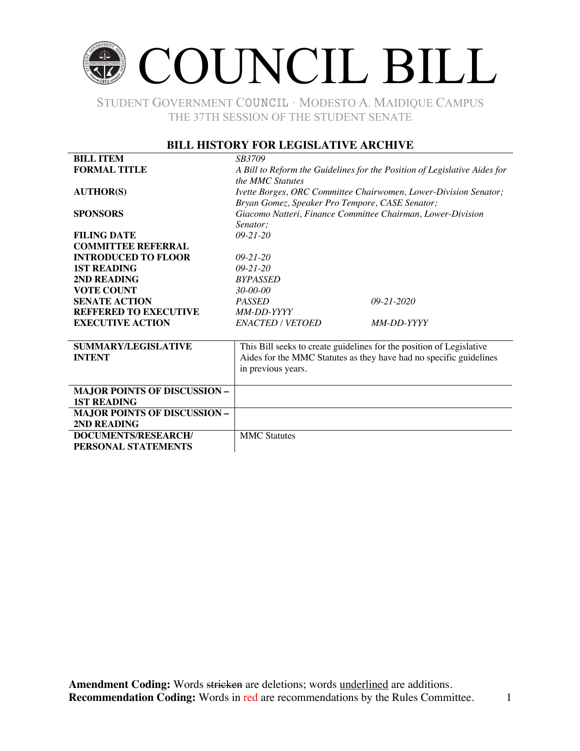# COUNCIL BILL

STUDENT GOVERNMENT COUNCIL · MODESTO A. MAIDIQUE CAMPUS
THE 37TH SESSION OF THE STUDENT SENATE

## BILL HISTORY FOR LEGISLATIVE ARCHIVE

| | | |
|---|---|---|
| **BILL ITEM** | *SB3709* | |
| **FORMAL TITLE** | *A Bill to Reform the Guidelines for the Position of Legislative Aides for the MMC Statutes* | |
| **AUTHOR(S)** | *Ivette Borges, ORC Committee Chairwomen, Lower-Division Senator; Bryan Gomez, Speaker Pro Tempore, CASE Senator;* | |
| **SPONSORS** | *Giacomo Natteri, Finance Committee Chairman, Lower-Division Senator;* | |
| **FILING DATE** | *09-21-20* | |
| **COMMITTEE REFERRAL** | | |
| **INTRODUCED TO FLOOR** | *09-21-20* | |
| **1ST READING** | *09-21-20* | |
| **2ND READING** | *BYPASSED* | |
| **VOTE COUNT** | *30-00-00* | |
| **SENATE ACTION** | *PASSED* | *09-21-2020* |
| **REFFERED TO EXECUTIVE** | *MM-DD-YYYY* | |
| **EXECUTIVE ACTION** | *ENACTED / VETOED* | *MM-DD-YYYY* |

| | |
|---|---|
| **SUMMARY/LEGISLATIVE INTENT** | This Bill seeks to create guidelines for the position of Legislative Aides for the MMC Statutes as they have had no specific guidelines in previous years. |
| **MAJOR POINTS OF DISCUSSION – 1ST READING** | |
| **MAJOR POINTS OF DISCUSSION – 2ND READING** | |
| **DOCUMENTS/RESEARCH/ PERSONAL STATEMENTS** | MMC Statutes |

**Amendment Coding:** Words ~~stricken~~ are deletions; words <u>underlined</u> are additions.
**Recommendation Coding:** Words in red are recommendations by the Rules Committee.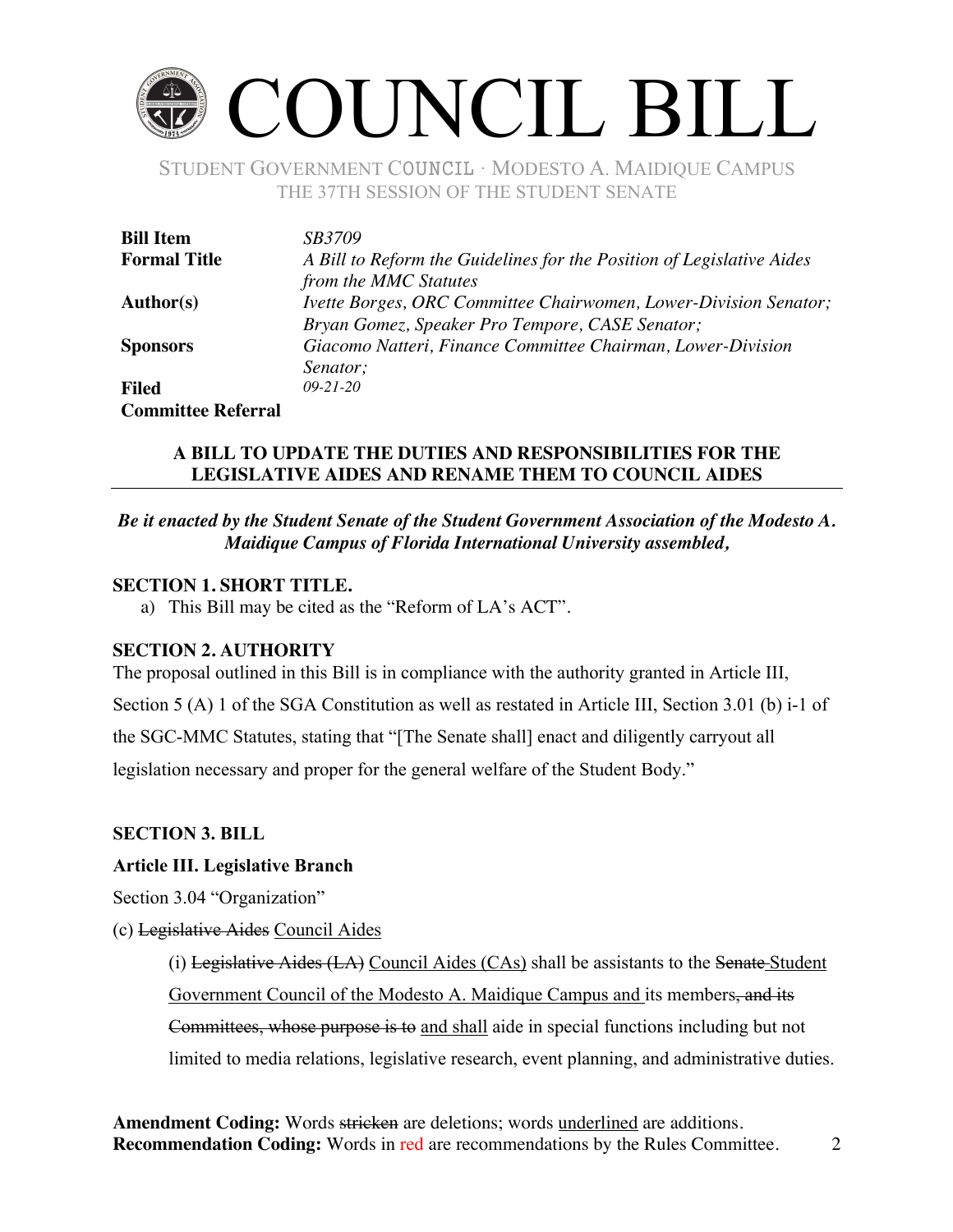# COUNCIL BILL

STUDENT GOVERNMENT COUNCIL · MODESTO A. MAIDIQUE CAMPUS
THE 37TH SESSION OF THE STUDENT SENATE

| | |
|---|---|
| **Bill Item** | *SB3709* |
| **Formal Title** | *A Bill to Reform the Guidelines for the Position of Legislative Aides from the MMC Statutes* |
| **Author(s)** | *Ivette Borges, ORC Committee Chairwomen, Lower-Division Senator; Bryan Gomez, Speaker Pro Tempore, CASE Senator;* |
| **Sponsors** | *Giacomo Natteri, Finance Committee Chairman, Lower-Division Senator;* |
| **Filed** | *09-21-20* |
| **Committee Referral** | |

**A BILL TO UPDATE THE DUTIES AND RESPONSIBILITIES FOR THE LEGISLATIVE AIDES AND RENAME THEM TO COUNCIL AIDES**

***Be it enacted by the Student Senate of the Student Government Association of the Modesto A. Maidique Campus of Florida International University assembled,***

**SECTION 1. SHORT TITLE.**

a) This Bill may be cited as the "Reform of LA's ACT".

**SECTION 2. AUTHORITY**

The proposal outlined in this Bill is in compliance with the authority granted in Article III, Section 5 (A) 1 of the SGA Constitution as well as restated in Article III, Section 3.01 (b) i-1 of the SGC-MMC Statutes, stating that "[The Senate shall] enact and diligently carryout all legislation necessary and proper for the general welfare of the Student Body."

**SECTION 3. BILL**

**Article III. Legislative Branch**

Section 3.04 "Organization"

(c) ~~Legislative Aides~~ <u>Council Aides</u>

(i) ~~Legislative Aides (LA)~~ <u>Council Aides (CAs)</u> shall be assistants to the ~~Senate~~ <u>Student Government Council of the Modesto A. Maidique Campus and</u> its members~~, and its Committees, whose purpose is to~~ <u>and shall</u> aide in special functions including but not limited to media relations, legislative research, event planning, and administrative duties.

**Amendment Coding:** Words ~~stricken~~ are deletions; words <u>underlined</u> are additions.
**Recommendation Coding:** Words in red are recommendations by the Rules Committee.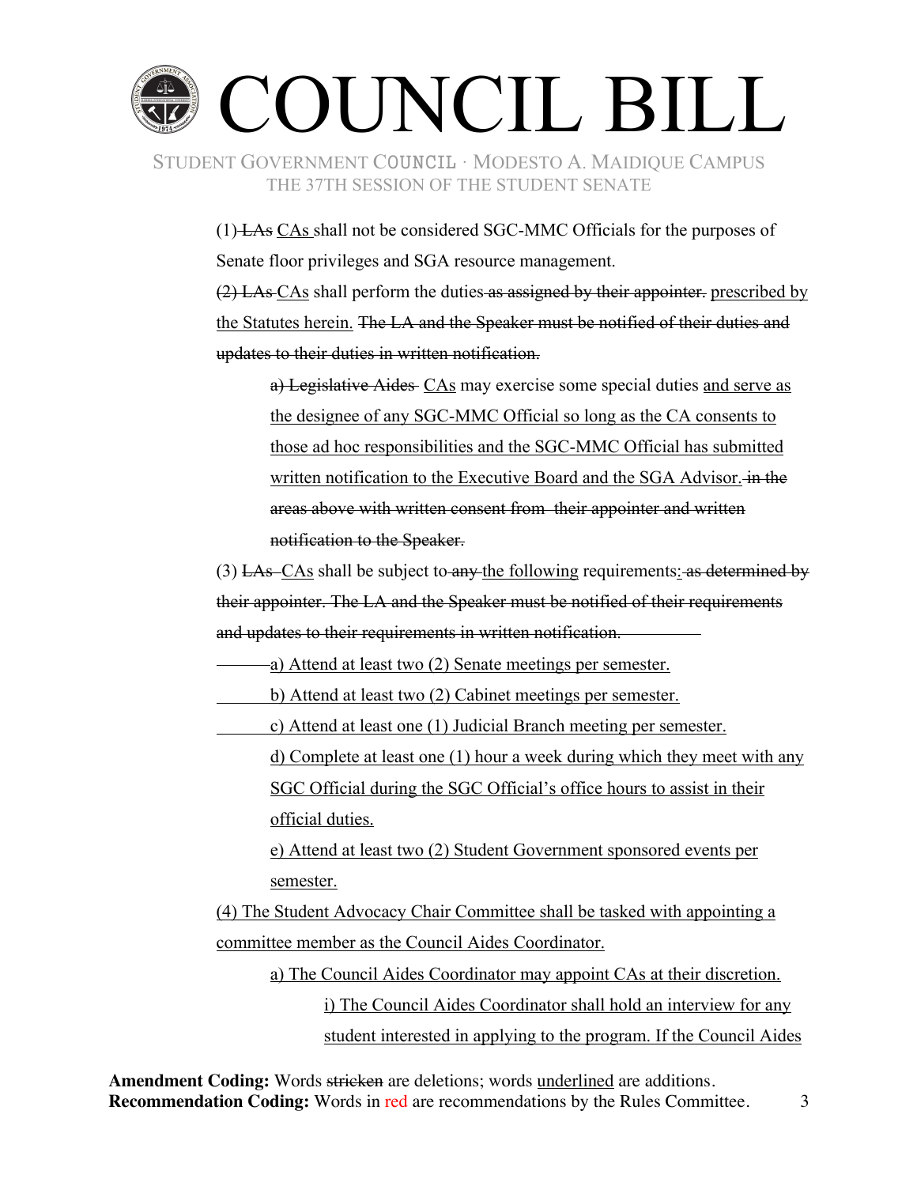(1) ~~LAs~~ <u>CAs</u> shall not be considered SGC-MMC Officials for the purposes of Senate floor privileges and SGA resource management.

~~(2) LAs~~ <u>CAs</u> shall perform the duties ~~as assigned by their appointer.~~ <u>prescribed by the Statutes herein.</u> ~~The LA and the Speaker must be notified of their duties and updates to their duties in written notification.~~

> ~~a) Legislative Aides~~ <u>CAs</u> may exercise some special duties <u>and serve as the designee of any SGC-MMC Official so long as the CA consents to those ad hoc responsibilities and the SGC-MMC Official has submitted written notification to the Executive Board and the SGA Advisor.</u> ~~in the areas above with written consent from their appointer and written notification to the Speaker.~~

(3) ~~LAs~~ <u>CAs</u> shall be subject to ~~any~~ <u>the following</u> requirements<u>:</u> ~~as determined by their appointer. The LA and the Speaker must be notified of their requirements and updates to their requirements in written notification.~~

> <u>a) Attend at least two (2) Senate meetings per semester.</u>
>
> <u>b) Attend at least two (2) Cabinet meetings per semester.</u>
>
> <u>c) Attend at least one (1) Judicial Branch meeting per semester.</u>
>
> <u>d) Complete at least one (1) hour a week during which they meet with any SGC Official during the SGC Official's office hours to assist in their official duties.</u>
>
> <u>e) Attend at least two (2) Student Government sponsored events per semester.</u>

<u>(4) The Student Advocacy Chair Committee shall be tasked with appointing a committee member as the Council Aides Coordinator.</u>

> <u>a) The Council Aides Coordinator may appoint CAs at their discretion.</u>
>
> > <u>i) The Council Aides Coordinator shall hold an interview for any student interested in applying to the program. If the Council Aides</u>

**Amendment Coding:** Words ~~stricken~~ are deletions; words <u>underlined</u> are additions.
**Recommendation Coding:** Words in red are recommendations by the Rules Committee.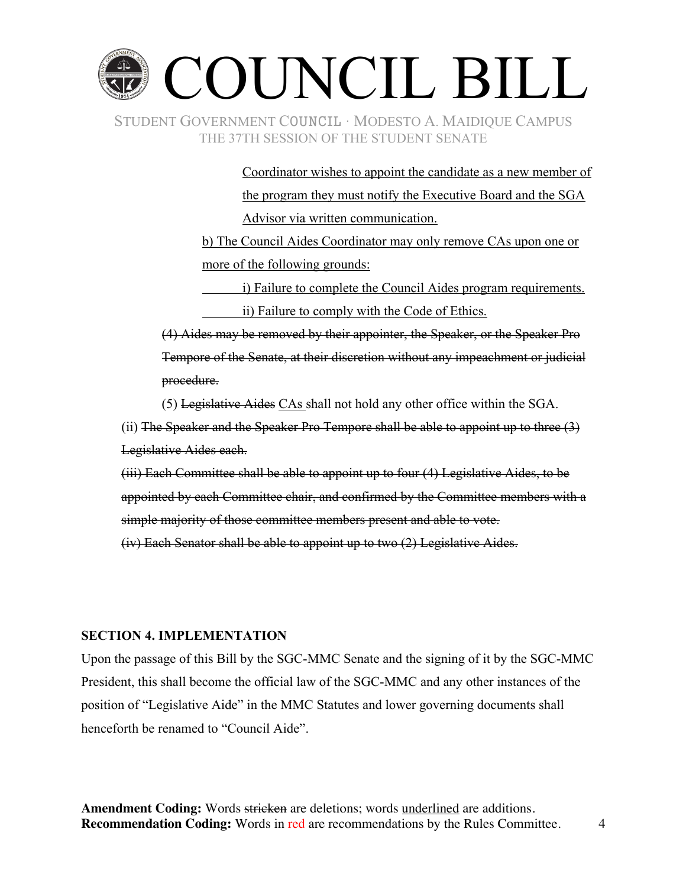Coordinator wishes to appoint the candidate as a new member of the program they must notify the Executive Board and the SGA Advisor via written communication.

b) The Council Aides Coordinator may only remove CAs upon one or more of the following grounds:

i) Failure to complete the Council Aides program requirements.

ii) Failure to comply with the Code of Ethics.

~~(4) Aides may be removed by their appointer, the Speaker, or the Speaker Pro Tempore of the Senate, at their discretion without any impeachment or judicial procedure.~~

(5) ~~Legislative Aides~~ CAs shall not hold any other office within the SGA.

(ii) ~~The Speaker and the Speaker Pro Tempore shall be able to appoint up to three (3) Legislative Aides each.~~

~~(iii) Each Committee shall be able to appoint up to four (4) Legislative Aides, to be appointed by each Committee chair, and confirmed by the Committee members with a simple majority of those committee members present and able to vote.~~

~~(iv) Each Senator shall be able to appoint up to two (2) Legislative Aides.~~

**SECTION 4. IMPLEMENTATION**

Upon the passage of this Bill by the SGC-MMC Senate and the signing of it by the SGC-MMC President, this shall become the official law of the SGC-MMC and any other instances of the position of "Legislative Aide" in the MMC Statutes and lower governing documents shall henceforth be renamed to "Council Aide".

**Amendment Coding:** Words ~~stricken~~ are deletions; words underlined are additions.
**Recommendation Coding:** Words in red are recommendations by the Rules Committee.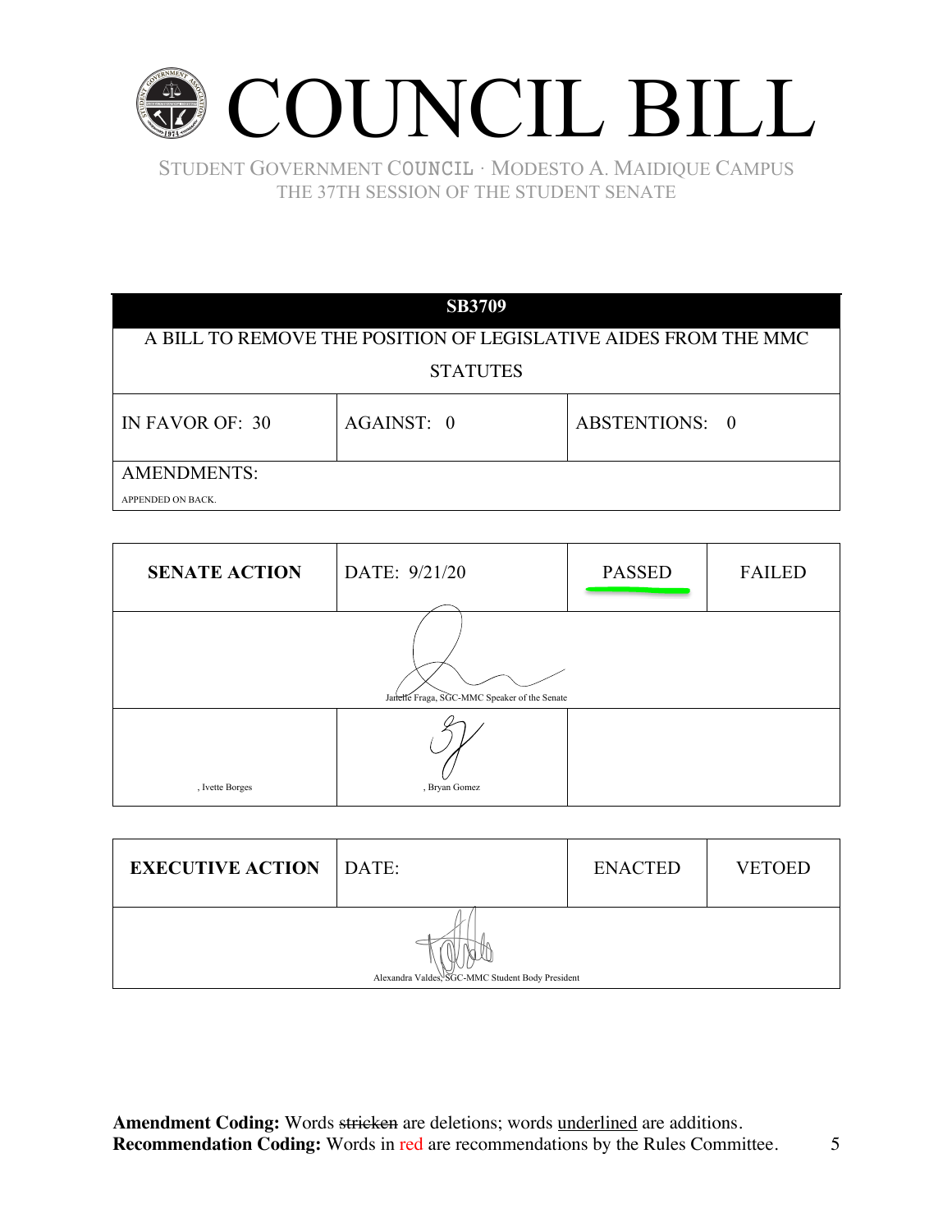# COUNCIL BILL

STUDENT GOVERNMENT COUNCIL · MODESTO A. MAIDIQUE CAMPUS
THE 37TH SESSION OF THE STUDENT SENATE

| **SB3709** | | |
|---|---|---|
| A BILL TO REMOVE THE POSITION OF LEGISLATIVE AIDES FROM THE MMC STATUTES | | |
| IN FAVOR OF: 30 | AGAINST: 0 | ABSTENTIONS: 0 |
| AMENDMENTS: APPENDED ON BACK. | | |

| **SENATE ACTION** | DATE: 9/21/20 | PASSED | FAILED |
|---|---|---|---|
| Janelle Fraga, SGC-MMC Speaker of the Senate | | | |
| , Ivette Borges | , Bryan Gomez | | |

| **EXECUTIVE ACTION** | DATE: | ENACTED | VETOED |
|---|---|---|---|
| Alexandra Valdes, SGC-MMC Student Body President | | | |

**Amendment Coding:** Words ~~stricken~~ are deletions; words <u>underlined</u> are additions.
**Recommendation Coding:** Words in red are recommendations by the Rules Committee.